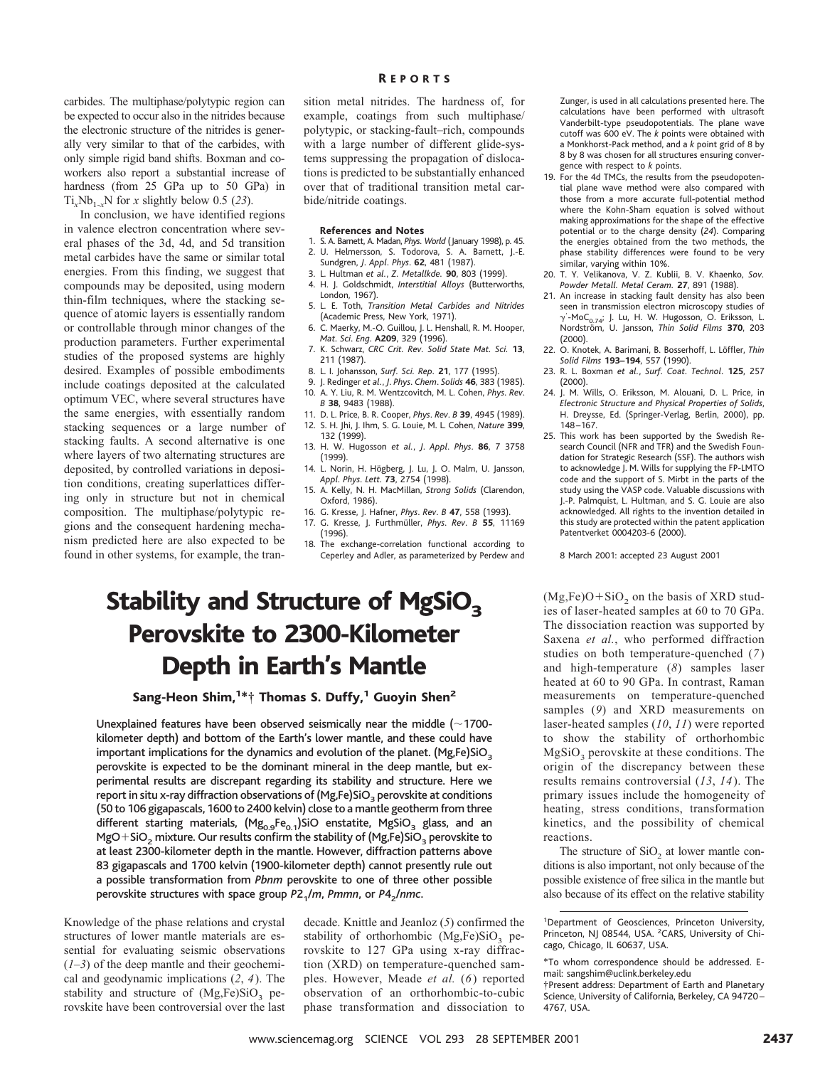carbides. The multiphase/polytypic region can be expected to occur also in the nitrides because the electronic structure of the nitrides is generally very similar to that of the carbides, with only simple rigid band shifts. Boxman and coworkers also report a substantial increase of hardness (from 25 GPa up to 50 GPa) in $Ti_xNb_{1-x}N$ for $x$ slightly below 0.5 (*23*).

In conclusion, we have identified regions in valence electron concentration where several phases of the 3d, 4d, and 5d transition metal carbides have the same or similar total energies. From this finding, we suggest that compounds may be deposited, using modern thin-film techniques, where the stacking sequence of atomic layers is essentially random or controllable through minor changes of the production parameters. Further experimental studies of the proposed systems are highly desired. Examples of possible embodiments include coatings deposited at the calculated optimum VEC, where several structures have the same energies, with essentially random stacking sequences or a large number of stacking faults. A second alternative is one where layers of two alternating structures are deposited, by controlled variations in deposition conditions, creating superlattices differing only in structure but not in chemical composition. The multiphase/polytypic regions and the consequent hardening mechanism predicted here are also expected to be found in other systems, for example, the transition metal nitrides. The hardness of, for example, coatings from such multiphase/polytypic, or stacking-fault–rich, compounds with a large number of different glide-systems suppressing the propagation of dislocations is predicted to be substantially enhanced over that of traditional transition metal carbide/nitride coatings.

**References and Notes**

1. S. A. Barnett, A. Madan, *Phys. World* (January 1998), p. 45.
2. U. Helmersson, S. Todorova, S. A. Barnett, J.-E. Sundgren, *J. Appl. Phys.* **62**, 481 (1987).
3. L. Hultman *et al.*, *Z. Metallkde.* **90**, 803 (1999).
4. H. J. Goldschmidt, *Interstitial Alloys* (Butterworths, London, 1967).
5. L. E. Toth, *Transition Metal Carbides and Nitrides* (Academic Press, New York, 1971).
6. C. Maerky, M.-O. Guillou, J. L. Henshall, R. M. Hooper, *Mat. Sci. Eng.* **A209**, 329 (1996).
7. K. Schwarz, *CRC Crit. Rev. Solid State Mat. Sci.* **13**, 211 (1987).
8. L. I. Johansson, *Surf. Sci. Rep.* **21**, 177 (1995).
9. J. Redinger *et al.*, *J. Phys. Chem. Solids* **46**, 383 (1985).
10. A. Y. Liu, R. M. Wentzcovitch, M. L. Cohen, *Phys. Rev. B* **38**, 9483 (1988).
11. D. L. Price, B. R. Cooper, *Phys. Rev. B* **39**, 4945 (1989).
12. S. H. Jhi, J. Ihm, S. G. Louie, M. L. Cohen, *Nature* **399**, 132 (1999).
13. H. W. Hugosson *et al.*, *J. Appl. Phys.* **86**, 7 3758 (1999).
14. L. Norin, H. Högberg, J. Lu, J. O. Malm, U. Jansson, *Appl. Phys. Lett.* **73**, 2754 (1998).
15. A. Kelly, N. H. MacMillan, *Strong Solids* (Clarendon, Oxford, 1986).
16. G. Kresse, J. Hafner, *Phys. Rev. B* **47**, 558 (1993).
17. G. Kresse, J. Furthmüller, *Phys. Rev. B* **55**, 11169 (1996).
18. The exchange-correlation functional according to Ceperley and Adler, as parameterized by Perdew and Zunger, is used in all calculations presented here. The calculations have been performed with ultrasoft Vanderbilt-type pseudopotentials. The plane wave cutoff was 600 eV. The *k* points were obtained with a Monkhorst-Pack method, and a *k* point grid of 8 by 8 by 8 was chosen for all structures ensuring convergence with respect to *k* points.
19. For the 4d TMCs, the results from the pseudopotential plane wave method were also compared with those from a more accurate full-potential method where the Kohn-Sham equation is solved without making approximations for the shape of the effective potential or to the charge density (*24*). Comparing the energies obtained from the two methods, the phase stability differences were found to be very similar, varying within 10%.
20. T. Y. Velikanova, V. Z. Kublii, B. V. Khaenko, *Sov. Powder Metall. Metal Ceram.* **27**, 891 (1988).
21. An increase in stacking fault density has also been seen in transmission electron microscopy studies of $\gamma'$-$MoC_{0.74}$; J. Lu, H. W. Hugosson, O. Eriksson, L. Nordström, U. Jansson, *Thin Solid Films* **370**, 203 (2000).
22. O. Knotek, A. Barimani, B. Bosserhoff, L. Löffler, *Thin Solid Films* **193–194**, 557 (1990).
23. R. L. Boxman *et al.*, *Surf. Coat. Technol.* **125**, 257 (2000).
24. J. M. Wills, O. Eriksson, M. Alouani, D. L. Price, in *Electronic Structure and Physical Properties of Solids*, H. Dreysse, Ed. (Springer-Verlag, Berlin, 2000), pp. 148–167.
25. This work has been supported by the Swedish Research Council (NFR and TFR) and the Swedish Foundation for Strategic Research (SSF). The authors wish to acknowledge J. M. Wills for supplying the FP-LMTO code and the support of S. Mirbt in the parts of the study using the VASP code. Valuable discussions with J.-P. Palmquist, L. Hultman, and S. G. Louie are also acknowledged. All rights to the invention detailed in this study are protected within the patent application Patentverket 0004203-6 (2000).

8 March 2001; accepted 23 August 2001

# Stability and Structure of $MgSiO_3$ Perovskite to 2300-Kilometer Depth in Earth's Mantle

**Sang-Heon Shim,[1]*† Thomas S. Duffy,[1] Guoyin Shen[2]**

**Unexplained features have been observed seismically near the middle (~1700-kilometer depth) and bottom of the Earth's lower mantle, and these could have important implications for the dynamics and evolution of the planet. $(Mg,Fe)SiO_3$ perovskite is expected to be the dominant mineral in the deep mantle, but experimental results are discrepant regarding its stability and structure. Here we report in situ x-ray diffraction observations of $(Mg,Fe)SiO_3$ perovskite at conditions (50 to 106 gigapascals, 1600 to 2400 kelvin) close to a mantle geotherm from three different starting materials, $(Mg_{0.9}Fe_{0.1})SiO$ enstatite, $MgSiO_3$ glass, and an $MgO+SiO_2$ mixture. Our results confirm the stability of $(Mg,Fe)SiO_3$ perovskite to at least 2300-kilometer depth in the mantle. However, diffraction patterns above 83 gigapascals and 1700 kelvin (1900-kilometer depth) cannot presently rule out a possible transformation from *Pbnm* perovskite to one of three other possible perovskite structures with space group $P2_1/m$, *Pmmn*, or $P4_2/nmc$.**

Knowledge of the phase relations and crystal structures of lower mantle materials are essential for evaluating seismic observations (*1–3*) of the deep mantle and their geochemical and geodynamic implications (*2*, *4*). The stability and structure of $(Mg,Fe)SiO_3$ perovskite have been controversial over the last decade. Knittle and Jeanloz (*5*) confirmed the stability of orthorhombic $(Mg,Fe)SiO_3$ perovskite to 127 GPa using x-ray diffraction (XRD) on temperature-quenched samples. However, Meade *et al.* (*6*) reported observation of an orthorhombic-to-cubic phase transformation and dissociation to $(Mg,Fe)O+SiO_2$ on the basis of XRD studies of laser-heated samples at 60 to 70 GPa. The dissociation reaction was supported by Saxena *et al.*, who performed diffraction studies on both temperature-quenched (*7*) and high-temperature (*8*) samples laser heated at 60 to 90 GPa. In contrast, Raman measurements on temperature-quenched samples (*9*) and XRD measurements on laser-heated samples (*10*, *11*) were reported to show the stability of orthorhombic $MgSiO_3$ perovskite at these conditions. The origin of the discrepancy between these results remains controversial (*13*, *14*). The primary issues include the homogeneity of heating, stress conditions, transformation kinetics, and the possibility of chemical reactions.

The structure of $SiO_2$ at lower mantle conditions is also important, not only because of the possible existence of free silica in the mantle but also because of its effect on the relative stability

[1]Department of Geosciences, Princeton University, Princeton, NJ 08544, USA. [2]CARS, University of Chicago, Chicago, IL 60637, USA.

*To whom correspondence should be addressed. E-mail: sangshim@uclink.berkeley.edu

†Present address: Department of Earth and Planetary Science, University of California, Berkeley, CA 94720–4767, USA.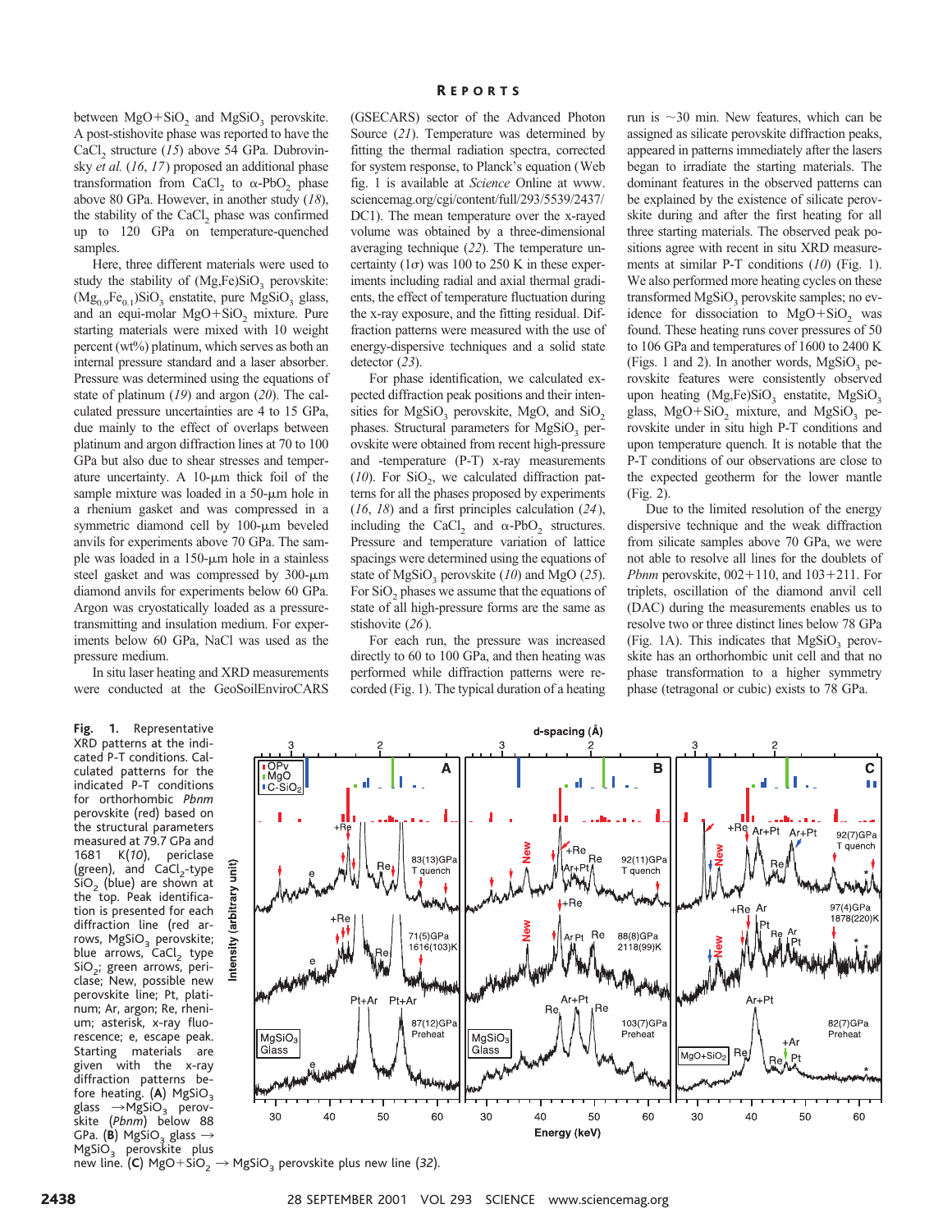between $MgO+SiO_2$ and $MgSiO_3$ perovskite. A post-stishovite phase was reported to have the $CaCl_2$ structure (15) above 54 GPa. Dubrovinsky *et al.* (16, 17) proposed an additional phase transformation from $CaCl_2$ to $\alpha$-$PbO_2$ phase above 80 GPa. However, in another study (18), the stability of the $CaCl_2$ phase was confirmed up to 120 GPa on temperature-quenched samples.

Here, three different materials were used to study the stability of $(Mg,Fe)SiO_3$ perovskite: $(Mg_{0.9}Fe_{0.1})SiO_3$ enstatite, pure $MgSiO_3$ glass, and an equi-molar $MgO+SiO_2$ mixture. Pure starting materials were mixed with 10 weight percent (wt%) platinum, which serves as both an internal pressure standard and a laser absorber. Pressure was determined using the equations of state of platinum (19) and argon (20). The calculated pressure uncertainties are 4 to 15 GPa, due mainly to the effect of overlaps between platinum and argon diffraction lines at 70 to 100 GPa but also due to shear stresses and temperature uncertainty. A 10-μm thick foil of the sample mixture was loaded in a 50-μm hole in a rhenium gasket and was compressed in a symmetric diamond cell by 100-μm beveled anvils for experiments above 70 GPa. The sample was loaded in a 150-μm hole in a stainless steel gasket and was compressed by 300-μm diamond anvils for experiments below 60 GPa. Argon was cryostatically loaded as a pressure-transmitting and insulation medium. For experiments below 60 GPa, NaCl was used as the pressure medium.

In situ laser heating and XRD measurements were conducted at the GeoSoilEnviroCARS (GSECARS) sector of the Advanced Photon Source (21). Temperature was determined by fitting the thermal radiation spectra, corrected for system response, to Planck's equation (Web fig. 1 is available at *Science* Online at www.sciencemag.org/cgi/content/full/293/5539/2437/DC1). The mean temperature over the x-rayed volume was obtained by a three-dimensional averaging technique (22). The temperature uncertainty (1σ) was 100 to 250 K in these experiments including radial and axial thermal gradients, the effect of temperature fluctuation during the x-ray exposure, and the fitting residual. Diffraction patterns were measured with the use of energy-dispersive techniques and a solid state detector (23).

For phase identification, we calculated expected diffraction peak positions and their intensities for $MgSiO_3$ perovskite, MgO, and $SiO_2$ phases. Structural parameters for $MgSiO_3$ perovskite were obtained from recent high-pressure and -temperature (P-T) x-ray measurements (10). For $SiO_2$, we calculated diffraction patterns for all the phases proposed by experiments (16, 18) and a first principles calculation (24), including the $CaCl_2$ and $\alpha$-$PbO_2$ structures. Pressure and temperature variation of lattice spacings were determined using the equations of state of $MgSiO_3$ perovskite (10) and MgO (25). For $SiO_2$ phases we assume that the equations of state of all high-pressure forms are the same as stishovite (26).

For each run, the pressure was increased directly to 60 to 100 GPa, and then heating was performed while diffraction patterns were recorded (Fig. 1). The typical duration of a heating run is ~30 min. New features, which can be assigned as silicate perovskite diffraction peaks, appeared in patterns immediately after the lasers began to irradiate the starting materials. The dominant features in the observed patterns can be explained by the existence of silicate perovskite during and after the first heating for all three starting materials. The observed peak positions agree with recent in situ XRD measurements at similar P-T conditions (10) (Fig. 1). We also performed more heating cycles on these transformed $MgSiO_3$ perovskite samples; no evidence for dissociation to $MgO+SiO_2$ was found. These heating runs cover pressures of 50 to 106 GPa and temperatures of 1600 to 2400 K (Figs. 1 and 2). In another words, $MgSiO_3$ perovskite features were consistently observed upon heating $(Mg,Fe)SiO_3$ enstatite, $MgSiO_3$ glass, $MgO+SiO_2$ mixture, and $MgSiO_3$ perovskite under in situ high P-T conditions and upon temperature quench. It is notable that the P-T conditions of our observations are close to the expected geotherm for the lower mantle (Fig. 2).

Due to the limited resolution of the energy dispersive technique and the weak diffraction from silicate samples above 70 GPa, we were not able to resolve all lines for the doublets of *Pbnm* perovskite, 002+110, and 103+211. For triplets, oscillation of the diamond anvil cell (DAC) during the measurements enables us to resolve two or three distinct lines below 78 GPa (Fig. 1A). This indicates that $MgSiO_3$ perovskite has an orthorhombic unit cell and that no phase transformation to a higher symmetry phase (tetragonal or cubic) exists to 78 GPa.

**Fig. 1.** Representative XRD patterns at the indicated P-T conditions. Calculated patterns for the indicated P-T conditions for orthorhombic *Pbnm* perovskite (red) based on the structural parameters measured at 79.7 GPa and 1681 K (10), periclase (green), and $CaCl_2$-type $SiO_2$ (blue) are shown at the top. Peak identification is presented for each diffraction line (red arrows, $MgSiO_3$ perovskite; blue arrows, $CaCl_2$ type $SiO_2$; green arrows, periclase; New, possible new perovskite line; Pt, platinum; Ar, argon; Re, rhenium; asterisk, x-ray fluorescence; e, escape peak. Starting materials are given with the x-ray diffraction patterns before heating. (**A**) $MgSiO_3$ glass → $MgSiO_3$ perovskite (*Pbnm*) below 88 GPa. (**B**) $MgSiO_3$ glass → $MgSiO_3$ perovskite plus new line. (**C**) $MgO+SiO_2$ → $MgSiO_3$ perovskite plus new line (32).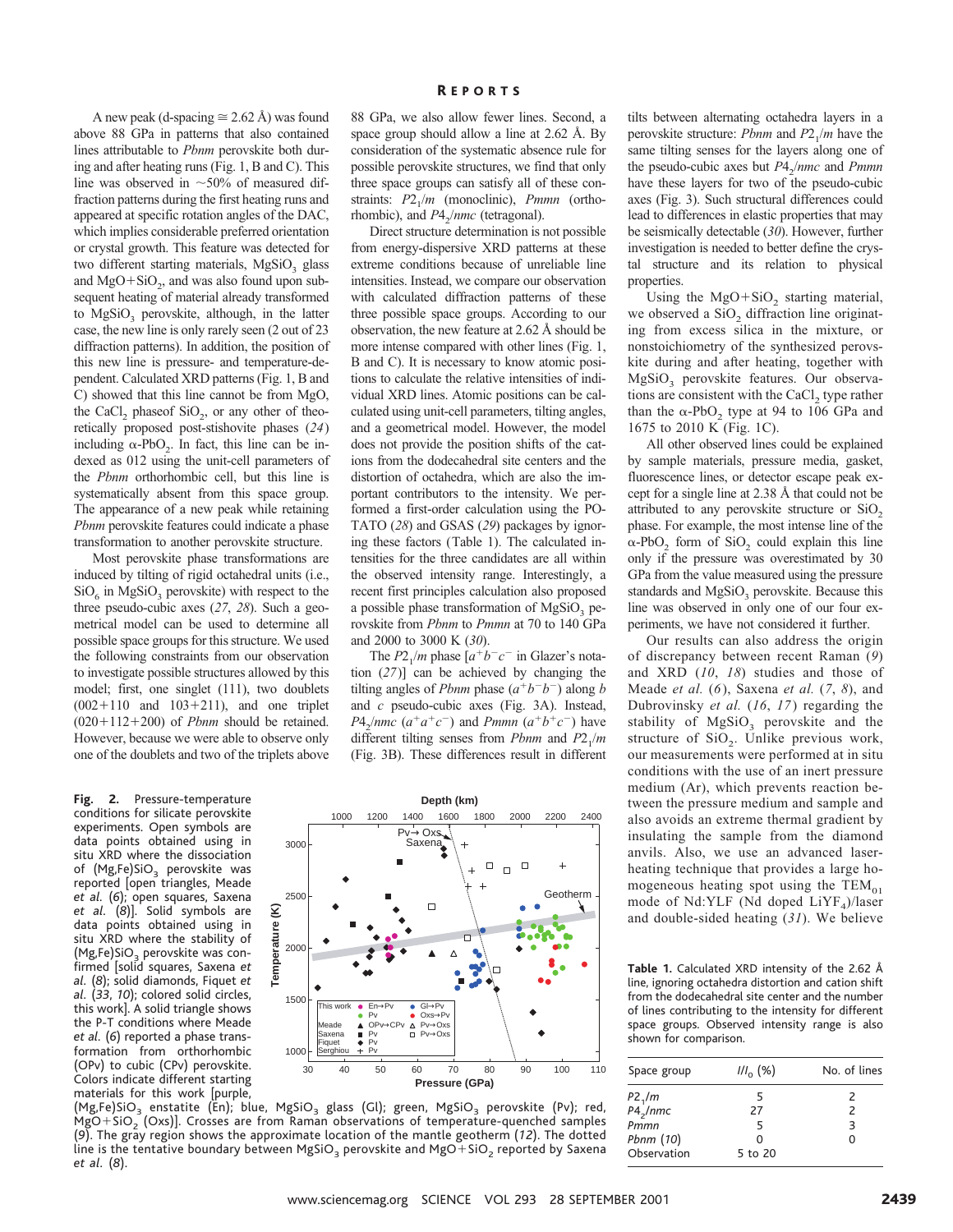A new peak (d-spacing ≅ 2.62 Å) was found above 88 GPa in patterns that also contained lines attributable to *Pbnm* perovskite both during and after heating runs (Fig. 1, B and C). This line was observed in ~50% of measured diffraction patterns during the first heating runs and appeared at specific rotation angles of the DAC, which implies considerable preferred orientation or crystal growth. This feature was detected for two different starting materials, $MgSiO_3$ glass and $MgO+SiO_2$, and was also found upon subsequent heating of material already transformed to $MgSiO_3$ perovskite, although, in the latter case, the new line is only rarely seen (2 out of 23 diffraction patterns). In addition, the position of this new line is pressure- and temperature-dependent. Calculated XRD patterns (Fig. 1, B and C) showed that this line cannot be from MgO, the $CaCl_2$ phaseof $SiO_2$, or any other of theoretically proposed post-stishovite phases (*24*) including $\alpha$-$PbO_2$. In fact, this line can be indexed as 012 using the unit-cell parameters of the *Pbnm* orthorhombic cell, but this line is systematically absent from this space group. The appearance of a new peak while retaining *Pbnm* perovskite features could indicate a phase transformation to another perovskite structure.

Most perovskite phase transformations are induced by tilting of rigid octahedral units (i.e., $SiO_6$ in $MgSiO_3$ perovskite) with respect to the three pseudo-cubic axes (*27*, *28*). Such a geometrical model can be used to determine all possible space groups for this structure. We used the following constraints from our observation to investigate possible structures allowed by this model; first, one singlet (111), two doublets (002+110 and 103+211), and one triplet (020+112+200) of *Pbnm* should be retained. However, because we were able to observe only one of the doublets and two of the triplets above 88 GPa, we also allow fewer lines. Second, a space group should allow a line at 2.62 Å. By consideration of the systematic absence rule for possible perovskite structures, we find that only three space groups can satisfy all of these constraints: $P2_1/m$ (monoclinic), *Pmmn* (orthorhombic), and $P4_2/nmc$ (tetragonal).

Direct structure determination is not possible from energy-dispersive XRD patterns at these extreme conditions because of unreliable line intensities. Instead, we compare our observation with calculated diffraction patterns of these three possible space groups. According to our observation, the new feature at 2.62 Å should be more intense compared with other lines (Fig. 1, B and C). It is necessary to know atomic positions to calculate the relative intensities of individual XRD lines. Atomic positions can be calculated using unit-cell parameters, tilting angles, and a geometrical model. However, the model does not provide the position shifts of the cations from the dodecahedral site centers and the distortion of octahedra, which are also the important contributors to the intensity. We performed a first-order calculation using the POTATO (*28*) and GSAS (*29*) packages by ignoring these factors (Table 1). The calculated intensities for the three candidates are all within the observed intensity range. Interestingly, a recent first principles calculation also proposed a possible phase transformation of $MgSiO_3$ perovskite from *Pbnm* to *Pmmn* at 70 to 140 GPa and 2000 to 3000 K (*30*).

The $P2_1/m$ phase [$a^+b^-c^-$ in Glazer's notation (*27*)] can be achieved by changing the tilting angles of *Pbnm* phase ($a^+b^-b^-$) along *b* and *c* pseudo-cubic axes (Fig. 3A). Instead, $P4_2/nmc$ ($a^+a^+c^-$) and *Pmmn* ($a^+b^+c^-$) have different tilting senses from *Pbnm* and $P2_1/m$ (Fig. 3B). These differences result in different tilts between alternating octahedra layers in a perovskite structure: *Pbnm* and $P2_1/m$ have the same tilting senses for the layers along one of the pseudo-cubic axes but $P4_2/nmc$ and *Pmmn* have these layers for two of the pseudo-cubic axes (Fig. 3). Such structural differences could lead to differences in elastic properties that may be seismically detectable (*30*). However, further investigation is needed to better define the crystal structure and its relation to physical properties.

Using the $MgO+SiO_2$ starting material, we observed a $SiO_2$ diffraction line originating from excess silica in the mixture, or nonstoichiometry of the synthesized perovskite during and after heating, together with $MgSiO_3$ perovskite features. Our observations are consistent with the $CaCl_2$ type rather than the $\alpha$-$PbO_2$ type at 94 to 106 GPa and 1675 to 2010 K (Fig. 1C).

All other observed lines could be explained by sample materials, pressure media, gasket, fluorescence lines, or detector escape peak except for a single line at 2.38 Å that could not be attributed to any perovskite structure or $SiO_2$ phase. For example, the most intense line of the $\alpha$-$PbO_2$ form of $SiO_2$ could explain this line only if the pressure was overestimated by 30 GPa from the value measured using the pressure standards and $MgSiO_3$ perovskite. Because this line was observed in only one of our four experiments, we have not considered it further.

Our results can also address the origin of discrepancy between recent Raman (*9*) and XRD (*10*, *18*) studies and those of Meade *et al.* (*6*), Saxena *et al.* (*7*, *8*), and Dubrovinsky *et al.* (*16*, *17*) regarding the stability of $MgSiO_3$ perovskite and the structure of $SiO_2$. Unlike previous work, our measurements were performed at in situ conditions with the use of an inert pressure medium (Ar), which prevents reaction between the pressure medium and sample and also avoids an extreme thermal gradient by insulating the sample from the diamond anvils. Also, we use an advanced laser-heating technique that provides a large homogeneous heating spot using the $TEM_{01}$ mode of Nd:YLF (Nd doped $LiYF_4$)/laser and double-sided heating (*31*). We believe

**Fig. 2.** Pressure-temperature conditions for silicate perovskite experiments. Open symbols are data points obtained using in situ XRD where the dissociation of $(Mg,Fe)SiO_3$ perovskite was reported [open triangles, Meade *et al.* (*6*); open squares, Saxena *et al.* (*8*)]. Solid symbols are data points obtained using in situ XRD where the stability of $(Mg,Fe)SiO_3$ perovskite was confirmed [solid squares, Saxena *et al.* (*8*); solid diamonds, Fiquet *et al.* (*33*, *10*); colored solid circles, this work]. A solid triangle shows the P-T conditions where Meade *et al.* (*6*) reported a phase transformation from orthorhombic (OPv) to cubic (CPv) perovskite. Colors indicate different starting materials for this work [purple, $(Mg,Fe)SiO_3$ enstatite (En); blue, $MgSiO_3$ glass (Gl); green, $MgSiO_3$ perovskite (Pv); red, $MgO+SiO_2$ (Oxs)]. Crosses are from Raman observations of temperature-quenched samples (*9*). The gray region shows the approximate location of the mantle geotherm (*12*). The dotted line is the tentative boundary between $MgSiO_3$ perovskite and $MgO+SiO_2$ reported by Saxena *et al.* (*8*).

**Table 1.** Calculated XRD intensity of the 2.62 Å line, ignoring octahedra distortion and cation shift from the dodecahedral site center and the number of lines contributing to the intensity for different space groups. Observed intensity range is also shown for comparison.

| Space group | $I/I_0$ (%) | No. of lines |
|---|---|---|
| $P2_1/m$ | 5 | 2 |
| $P4_2/nmc$ | 27 | 2 |
| *Pmmn* | 5 | 3 |
| *Pbnm* (*10*) | 0 | 0 |
| Observation | 5 to 20 | |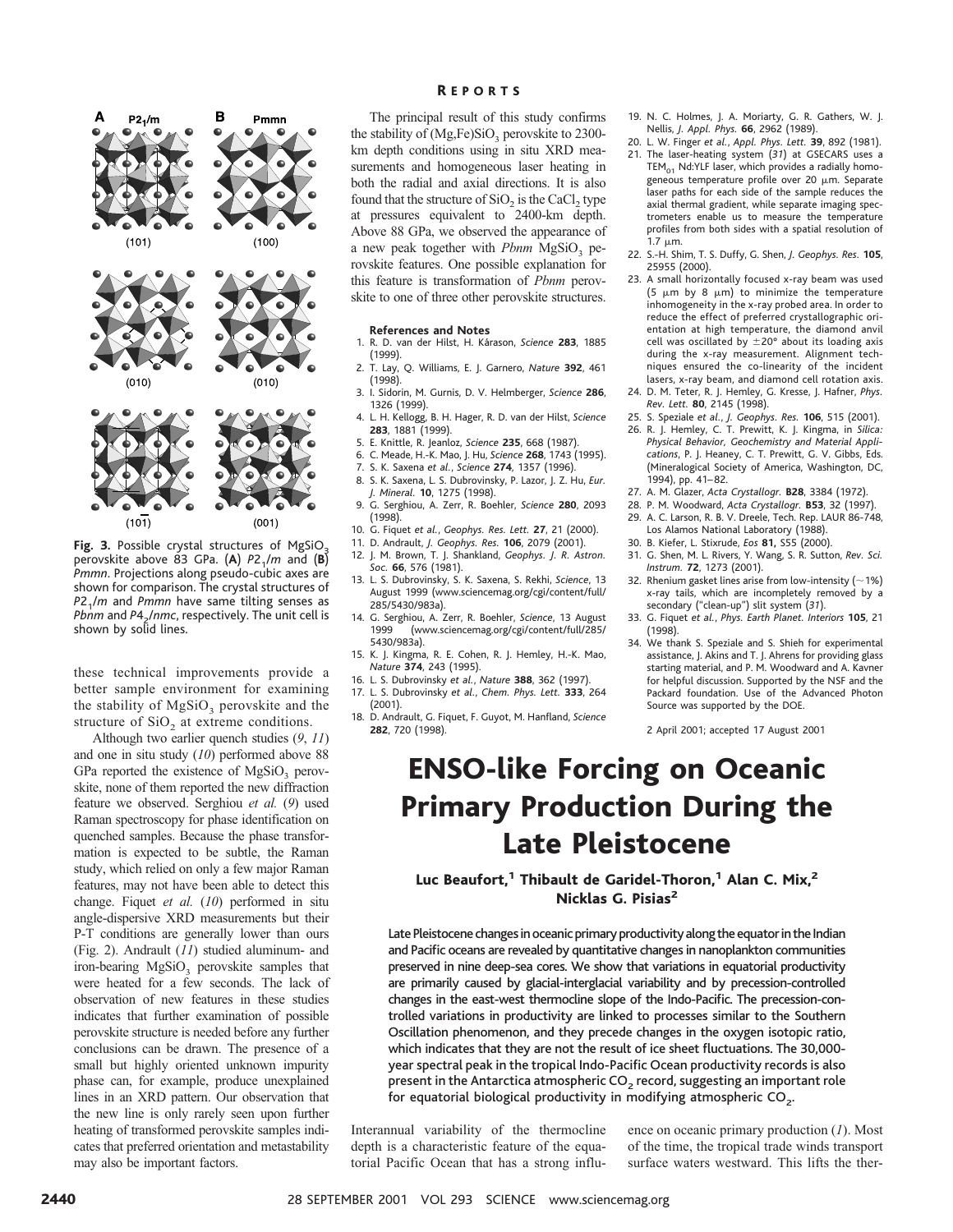**Fig. 3.** Possible crystal structures of $MgSiO_3$ perovskite above 83 GPa. (**A**) $P2_1/m$ and (**B**) *Pmmn*. Projections along pseudo-cubic axes are shown for comparison. The crystal structures of $P2_1/m$ and *Pmmn* have same tilting senses as *Pbnm* and $P4_2/nmc$, respectively. The unit cell is shown by solid lines.

these technical improvements provide a better sample environment for examining the stability of $MgSiO_3$ perovskite and the structure of $SiO_2$ at extreme conditions.

Although two earlier quench studies (*9*, *11*) and one in situ study (*10*) performed above 88 GPa reported the existence of $MgSiO_3$ perovskite, none of them reported the new diffraction feature we observed. Serghiou *et al.* (*9*) used Raman spectroscopy for phase identification on quenched samples. Because the phase transformation is expected to be subtle, the Raman study, which relied on only a few major Raman features, may not have been able to detect this change. Fiquet *et al.* (*10*) performed in situ angle-dispersive XRD measurements but their P-T conditions are generally lower than ours (Fig. 2). Andrault (*11*) studied aluminum- and iron-bearing $MgSiO_3$ perovskite samples that were heated for a few seconds. The lack of observation of new features in these studies indicates that further examination of possible perovskite structure is needed before any further conclusions can be drawn. The presence of a small but highly oriented unknown impurity phase can, for example, produce unexplained lines in an XRD pattern. Our observation that the new line is only rarely seen upon further heating of transformed perovskite samples indicates that preferred orientation and metastability may also be important factors.

The principal result of this study confirms the stability of $(Mg,Fe)SiO_3$ perovskite to 2300-km depth conditions using in situ XRD measurements and homogeneous laser heating in both the radial and axial directions. It is also found that the structure of $SiO_2$ is the $CaCl_2$ type at pressures equivalent to 2400-km depth. Above 88 GPa, we observed the appearance of a new peak together with *Pbnm* $MgSiO_3$ perovskite features. One possible explanation for this feature is transformation of *Pbnm* perovskite to one of three other perovskite structures.

#### References and Notes

1. R. D. van der Hilst, H. Kárason, *Science* **283**, 1885 (1999).
2. T. Lay, Q. Williams, E. J. Garnero, *Nature* **392**, 461 (1998).
3. I. Sidorin, M. Gurnis, D. V. Helmberger, *Science* **286**, 1326 (1999).
4. L. H. Kellogg, B. H. Hager, R. D. van der Hilst, *Science* **283**, 1881 (1999).
5. E. Knittle, R. Jeanloz, *Science* **235**, 668 (1987).
6. C. Meade, H.-K. Mao, J. Hu, *Science* **268**, 1743 (1995).
7. S. K. Saxena *et al.*, *Science* **274**, 1357 (1996).
8. S. K. Saxena, L. S. Dubrovinsky, P. Lazor, J. Z. Hu, *Eur. J. Mineral.* **10**, 1275 (1998).
9. G. Serghiou, A. Zerr, R. Boehler, *Science* **280**, 2093 (1998).
10. G. Fiquet *et al.*, *Geophys. Res. Lett.* **27**, 21 (2000).
11. D. Andrault, *J. Geophys. Res.* **106**, 2079 (2001).
12. J. M. Brown, T. J. Shankland, *Geophys. J. R. Astron. Soc.* **66**, 576 (1981).
13. L. S. Dubrovinsky, S. K. Saxena, S. Rekhi, *Science*, 13 August 1999 (www.sciencemag.org/cgi/content/full/285/5430/983a).
14. G. Serghiou, A. Zerr, R. Boehler, *Science*, 13 August 1999 (www.sciencemag.org/cgi/content/full/285/5430/983a).
15. K. J. Kingma, R. E. Cohen, R. J. Hemley, H.-K. Mao, *Nature* **374**, 243 (1995).
16. L. S. Dubrovinsky *et al.*, *Nature* **388**, 362 (1997).
17. L. S. Dubrovinsky *et al.*, *Chem. Phys. Lett.* **333**, 264 (2001).
18. D. Andrault, G. Fiquet, F. Guyot, M. Hanfland, *Science* **282**, 720 (1998).
19. N. C. Holmes, J. A. Moriarty, G. R. Gathers, W. J. Nellis, *J. Appl. Phys.* **66**, 2962 (1989).
20. L. W. Finger *et al.*, *Appl. Phys. Lett.* **39**, 892 (1981).
21. The laser-heating system (*31*) at GSECARS uses a $TEM_{01}$ Nd:YLF laser, which provides a radially homogeneous temperature profile over 20 μm. Separate laser paths for each side of the sample reduces the axial thermal gradient, while separate imaging spectrometers enable us to measure the temperature profiles from both sides with a spatial resolution of 1.7 μm.
22. S.-H. Shim, T. S. Duffy, G. Shen, *J. Geophys. Res.* **105**, 25955 (2000).
23. A small horizontally focused x-ray beam was used (5 μm by 8 μm) to minimize the temperature inhomogeneity in the x-ray probed area. In order to reduce the effect of preferred crystallographic orientation at high temperature, the diamond anvil cell was oscillated by ±20° about its loading axis during the x-ray measurement. Alignment techniques ensured the co-linearity of the incident lasers, x-ray beam, and diamond cell rotation axis.
24. D. M. Teter, R. J. Hemley, G. Kresse, J. Hafner, *Phys. Rev. Lett.* **80**, 2145 (1998).
25. S. Speziale *et al.*, *J. Geophys. Res.* **106**, 515 (2001).
26. R. J. Hemley, C. T. Prewitt, K. J. Kingma, in *Silica: Physical Behavior, Geochemistry and Material Applications*, P. J. Heaney, C. T. Prewitt, G. V. Gibbs, Eds. (Mineralogical Society of America, Washington, DC, 1994), pp. 41–82.
27. A. M. Glazer, *Acta Crystallogr.* **B28**, 3384 (1972).
28. P. M. Woodward, *Acta Crystallogr.* **B53**, 32 (1997).
29. A. C. Larson, R. B. V. Dreele, Tech. Rep. LAUR 86-748, Los Alamos National Laboratory (1988).
30. B. Kiefer, L. Stixrude, *Eos* **81,** S55 (2000).
31. G. Shen, M. L. Rivers, Y. Wang, S. R. Sutton, *Rev. Sci. Instrum.* **72**, 1273 (2001).
32. Rhenium gasket lines arise from low-intensity (~1%) x-ray tails, which are incompletely removed by a secondary ("clean-up") slit system (*31*).
33. G. Fiquet *et al.*, *Phys. Earth Planet. Interiors* **105**, 21 (1998).
34. We thank S. Speziale and S. Shieh for experimental assistance, J. Akins and T. J. Ahrens for providing glass starting material, and P. M. Woodward and A. Kavner for helpful discussion. Supported by the NSF and the Packard foundation. Use of the Advanced Photon Source was supported by the DOE.

2 April 2001; accepted 17 August 2001

# ENSO-like Forcing on Oceanic Primary Production During the Late Pleistocene

**Luc Beaufort,[1] Thibault de Garidel-Thoron,[1] Alan C. Mix,[2] Nicklas G. Pisias[2]**

**Late Pleistocene changes in oceanic primary productivity along the equator in the Indian and Pacific oceans are revealed by quantitative changes in nanoplankton communities preserved in nine deep-sea cores. We show that variations in equatorial productivity are primarily caused by glacial-interglacial variability and by precession-controlled changes in the east-west thermocline slope of the Indo-Pacific. The precession-controlled variations in productivity are linked to processes similar to the Southern Oscillation phenomenon, and they precede changes in the oxygen isotopic ratio, which indicates that they are not the result of ice sheet fluctuations. The 30,000-year spectral peak in the tropical Indo-Pacific Ocean productivity records is also present in the Antarctica atmospheric $CO_2$ record, suggesting an important role for equatorial biological productivity in modifying atmospheric $CO_2$.**

Interannual variability of the thermocline depth is a characteristic feature of the equatorial Pacific Ocean that has a strong influence on oceanic primary production (*1*). Most of the time, the tropical trade winds transport surface waters westward. This lifts the ther-